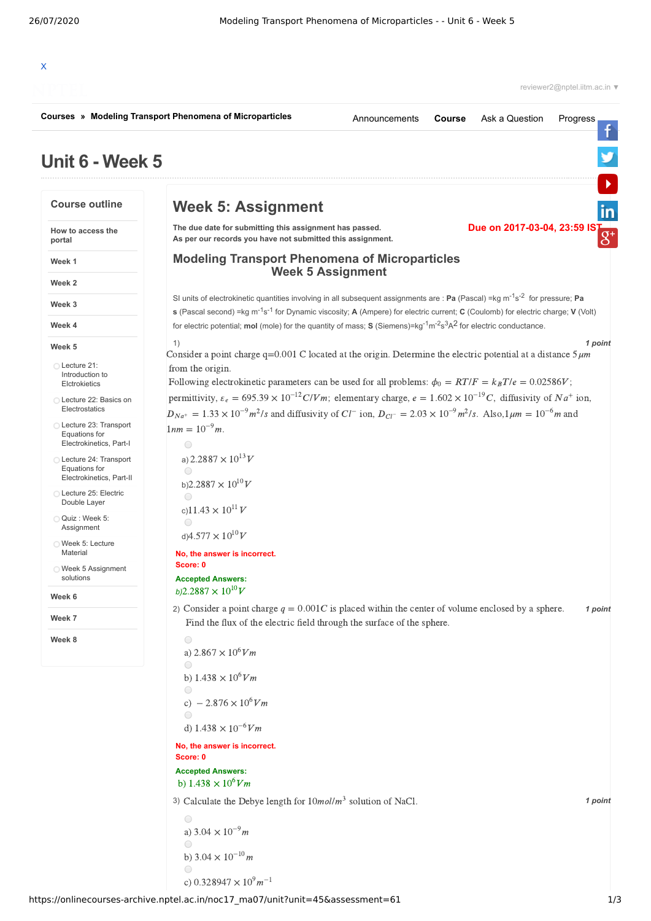X

reviewer2@nptel.iitm.ac.in ▼

**Courses** » **Modeling Transport Phenomena of Microparticles**

Announcements **Course** Ask a Question Progress

# Unit 6 - Week 5

**Course outline**

- How to access the portal
- Week 1
- Week 2
- Week 3
- Week 4
- Week 5
  - Lecture 21: Introduction to Elctrokinetics
  - Lecture 22: Basics on Electrostatics
  - Lecture 23: Transport Equations for Electrokinetics, Part-I
  - Lecture 24: Transport Equations for Electrokinetics, Part-II
  - Lecture 25: Electric Double Layer
  - Quiz : Week 5: Assignment
  - Week 5: Lecture Material
  - Week 5 Assignment solutions
- Week 6
- Week 7
- Week 8

## Week 5: Assignment

**The due date for submitting this assignment has passed.**
**As per our records you have not submitted this assignment.**

**Due on 2017-03-04, 23:59 IST.**

### Modeling Transport Phenomena of Microparticles
### Week 5 Assignment

SI units of electrokinetic quantities involving in all subsequent assignments are : **Pa** (Pascal) =kg $m^{-1}s^{-2}$ for pressure; **Pa s** (Pascal second) =kg $m^{-1}s^{-1}$ for Dynamic viscosity; **A** (Ampere) for electric current; **C** (Coulomb) for electric charge; **V** (Volt) for electric potential; **mol** (mole) for the quantity of mass; **S** (Siemens)=$kg^{-1}m^{-2}s^{3}A^{2}$ for electric conductance.

1) *1 point*

Consider a point charge q=0.001 C located at the origin. Determine the electric potential at a distance $5\,\mu m$ from the origin.

Following electrokinetic parameters can be used for all problems: $\phi_0 = RT/F = k_BT/e = 0.02586V$; permittivity, $\varepsilon_e = 695.39 \times 10^{-12} C/Vm$; elementary charge, $e = 1.602 \times 10^{-19} C$, diffusivity of $Na^{+}$ ion, $D_{Na^+} = 1.33 \times 10^{-9} m^2/s$ and diffusivity of $Cl^{-}$ ion, $D_{Cl^-} = 2.03 \times 10^{-9} m^2/s$. Also,$1\mu m = 10^{-6} m$ and $1nm = 10^{-9} m$.

- a) $2.2887 \times 10^{13} V$
- b) $2.2887 \times 10^{10} V$
- c) $11.43 \times 10^{11} V$
- d) $4.577 \times 10^{10} V$

**No, the answer is incorrect.**
**Score: 0**

**Accepted Answers:**
b) $2.2887 \times 10^{10} V$

2) Consider a point charge $q = 0.001C$ is placed within the center of volume enclosed by a sphere. Find the flux of the electric field through the surface of the sphere. *1 point*

- a) $2.867 \times 10^{6} Vm$
- b) $1.438 \times 10^{6} Vm$
- c) $-2.876 \times 10^{6} Vm$
- d) $1.438 \times 10^{-6} Vm$

**No, the answer is incorrect.**
**Score: 0**

**Accepted Answers:**
b) $1.438 \times 10^{6} Vm$

3) Calculate the Debye length for $10 mol/m^3$ solution of NaCl. *1 point*

- a) $3.04 \times 10^{-9} m$
- b) $3.04 \times 10^{-10} m$
- c) $0.328947 \times 10^{9} m^{-1}$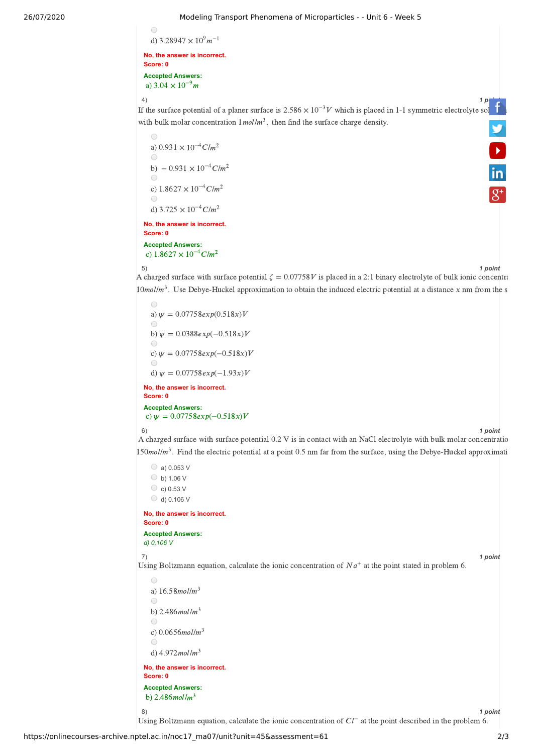d) $3.28947 \times 10^{9} m^{-1}$

No, the answer is incorrect.
Score: 0

Accepted Answers:
a) $3.04 \times 10^{-9} m$

4) **1 point**

If the surface potential of a planer surface is $2.586 \times 10^{-3} V$ which is placed in 1-1 symmetric electrolyte sol
with bulk molar concentration $1 mol/m^3$, then find the surface charge density.

a) $0.931 \times 10^{-4} C/m^2$

b) $-0.931 \times 10^{-4} C/m^2$

c) $1.8627 \times 10^{-4} C/m^2$

d) $3.725 \times 10^{-4} C/m^2$

No, the answer is incorrect.
Score: 0

Accepted Answers:
c) $1.8627 \times 10^{-4} C/m^2$

5) **1 point**

A charged surface with surface potential $\zeta = 0.07758V$ is placed in a 2:1 binary electrolyte of bulk ionic concentra
$10 mol/m^3$. Use Debye-Huckel approximation to obtain the induced electric potential at a distance $x$ nm from the s

a) $\psi = 0.07758 exp(0.518x) V$

b) $\psi = 0.0388 exp(-0.518x) V$

c) $\psi = 0.07758 exp(-0.518x) V$

d) $\psi = 0.07758 exp(-1.93x) V$

No, the answer is incorrect.
Score: 0

Accepted Answers:
c) $\psi = 0.07758 exp(-0.518x) V$

6) **1 point**

A charged surface with surface potential 0.2 V is in contact with an NaCl electrolyte with bulk molar concentratio
$150 mol/m^3$. Find the electric potential at a point 0.5 nm far from the surface, using the Debye-Huckel approximati

a) 0.053 V
b) 1.06 V
c) 0.53 V
d) 0.106 V

No, the answer is incorrect.
Score: 0

Accepted Answers:
*d) 0.106 V*

7) **1 point**

Using Boltzmann equation, calculate the ionic concentration of $Na^+$ at the point stated in problem 6.

a) $16.58 mol/m^3$

b) $2.486 mol/m^3$

c) $0.0656 mol/m^3$

d) $4.972 mol/m^3$

No, the answer is incorrect.
Score: 0

Accepted Answers:
b) $2.486 mol/m^3$

8) **1 point**

Using Boltzmann equation, calculate the ionic concentration of $Cl^-$ at the point described in the problem 6.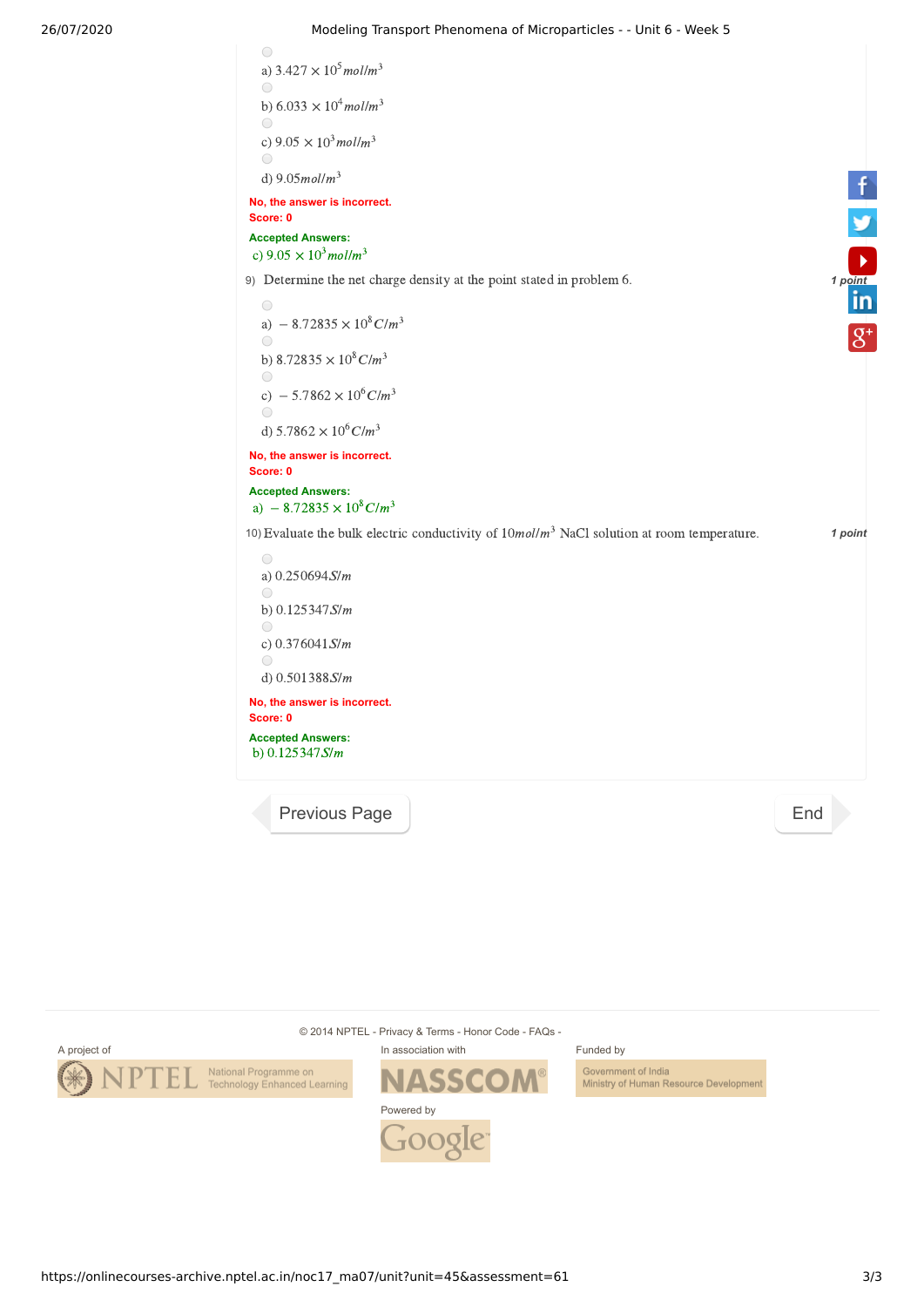a) $3.427 \times 10^5 mol/m^3$

b) $6.033 \times 10^4 mol/m^3$

c) $9.05 \times 10^3 mol/m^3$

d) $9.05 mol/m^3$

**No, the answer is incorrect.**
**Score: 0**

**Accepted Answers:**
c) $9.05 \times 10^3 mol/m^3$

9) Determine the net charge density at the point stated in problem 6. *1 point*

a) $-8.72835 \times 10^8 C/m^3$

b) $8.72835 \times 10^8 C/m^3$

c) $-5.7862 \times 10^6 C/m^3$

d) $5.7862 \times 10^6 C/m^3$

**No, the answer is incorrect.**
**Score: 0**

**Accepted Answers:**
a) $-8.72835 \times 10^8 C/m^3$

10) Evaluate the bulk electric conductivity of $10 mol/m^3$ NaCl solution at room temperature. *1 point*

a) $0.250694 S/m$

b) $0.125347 S/m$

c) $0.376041 S/m$

d) $0.501388 S/m$

**No, the answer is incorrect.**
**Score: 0**

**Accepted Answers:**
b) $0.125347 S/m$

Previous Page

End

© 2014 NPTEL - Privacy & Terms - Honor Code - FAQs -

A project of NPTEL National Programme on Technology Enhanced Learning

In association with NASSCOM

Funded by Government of India Ministry of Human Resource Development

Powered by Google